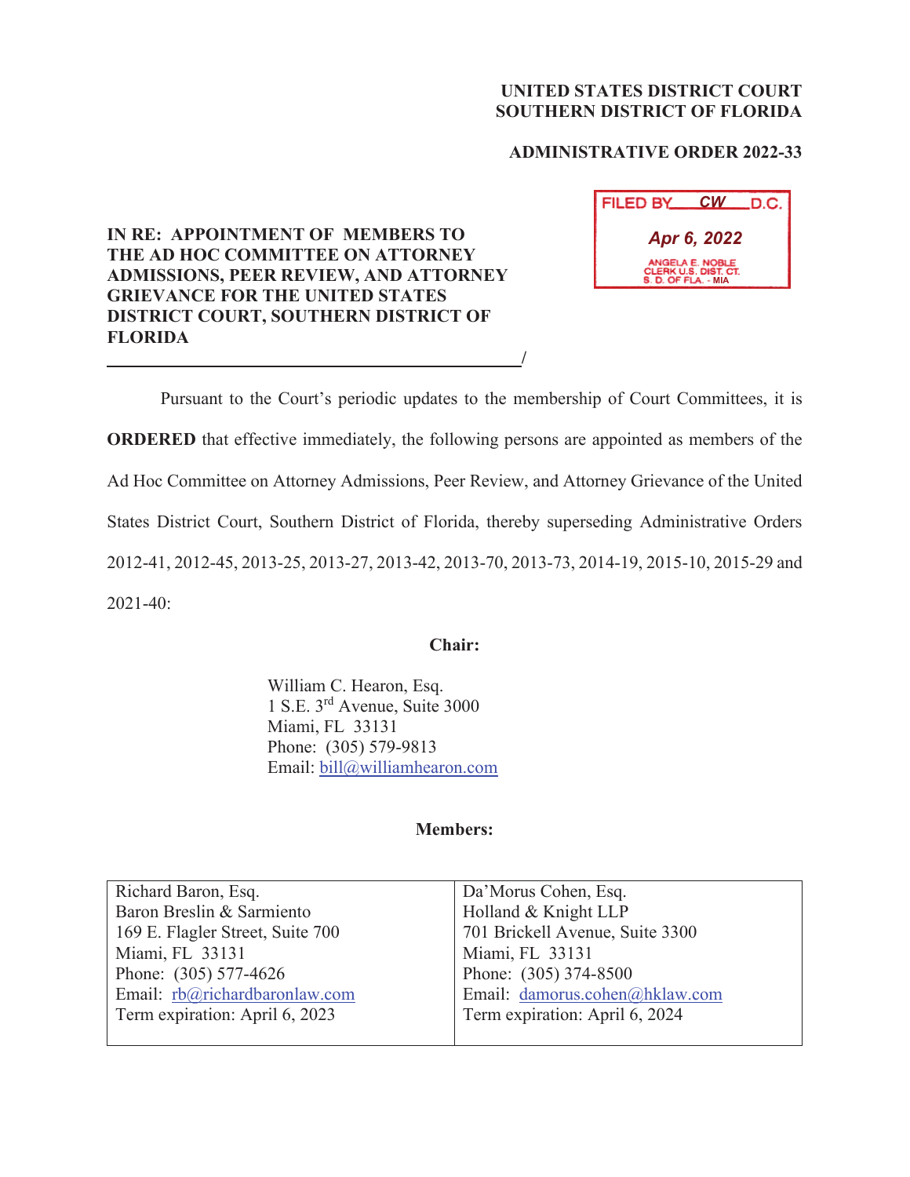**UNITED STATES DISTRICT COURT**
**SOUTHERN DISTRICT OF FLORIDA**

**ADMINISTRATIVE ORDER 2022-33**

FILED BY CW D.C.
Apr 6, 2022
ANGELA E. NOBLE
CLERK U.S. DIST. CT.
S. D. OF FLA. - MIA

**IN RE: APPOINTMENT OF MEMBERS TO THE AD HOC COMMITTEE ON ATTORNEY ADMISSIONS, PEER REVIEW, AND ATTORNEY GRIEVANCE FOR THE UNITED STATES DISTRICT COURT, SOUTHERN DISTRICT OF FLORIDA**
______________________________________/

Pursuant to the Court's periodic updates to the membership of Court Committees, it is **ORDERED** that effective immediately, the following persons are appointed as members of the Ad Hoc Committee on Attorney Admissions, Peer Review, and Attorney Grievance of the United States District Court, Southern District of Florida, thereby superseding Administrative Orders 2012-41, 2012-45, 2013-25, 2013-27, 2013-42, 2013-70, 2013-73, 2014-19, 2015-10, 2015-29 and 2021-40:

**Chair:**

William C. Hearon, Esq.
1 S.E. 3rd Avenue, Suite 3000
Miami, FL 33131
Phone: (305) 579-9813
Email: bill@williamhearon.com

**Members:**

| | |
|---|---|
| Richard Baron, Esq.<br>Baron Breslin & Sarmiento<br>169 E. Flagler Street, Suite 700<br>Miami, FL 33131<br>Phone: (305) 577-4626<br>Email: rb@richardbaronlaw.com<br>Term expiration: April 6, 2023 | Da'Morus Cohen, Esq.<br>Holland & Knight LLP<br>701 Brickell Avenue, Suite 3300<br>Miami, FL 33131<br>Phone: (305) 374-8500<br>Email: damorus.cohen@hklaw.com<br>Term expiration: April 6, 2024 |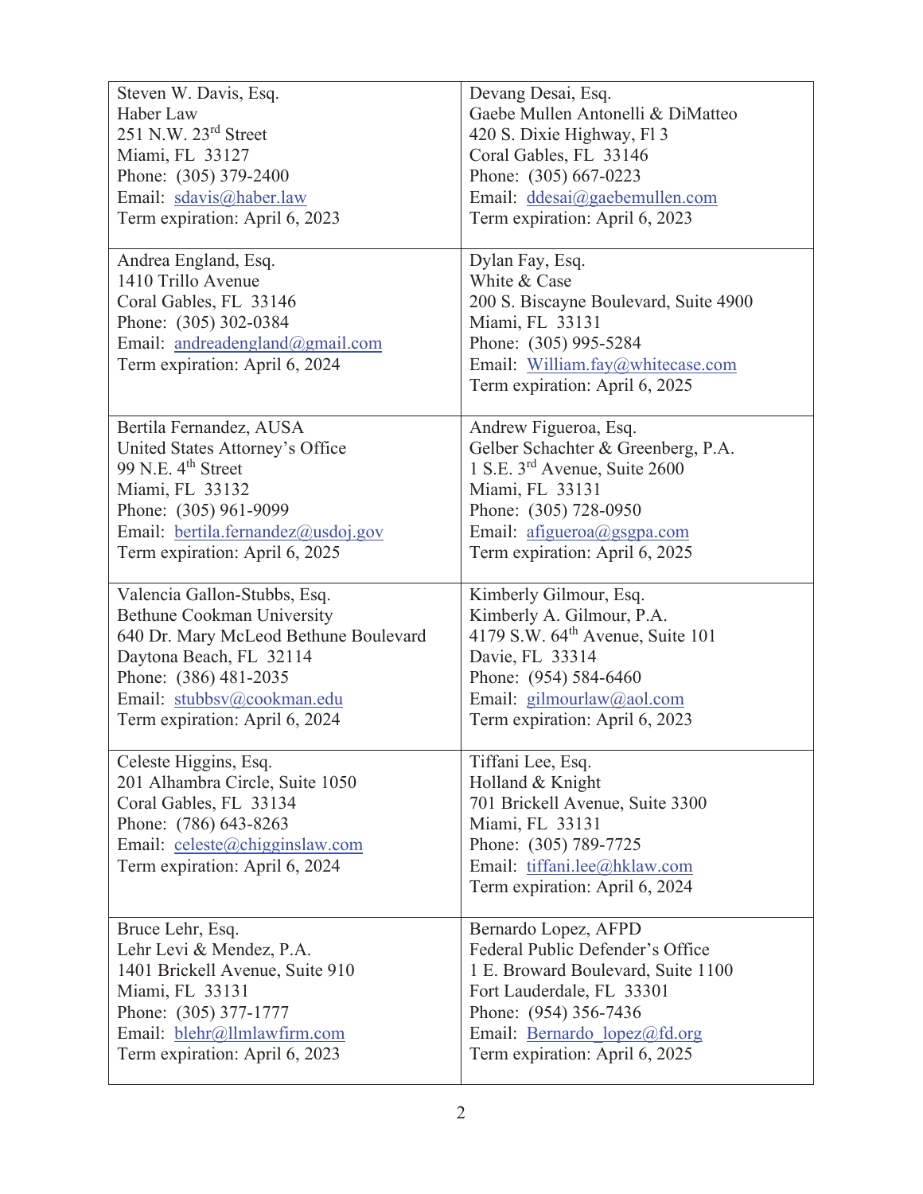| | |
|---|---|
| Steven W. Davis, Esq.<br>Haber Law<br>251 N.W. 23rd Street<br>Miami, FL 33127<br>Phone: (305) 379-2400<br>Email: sdavis@haber.law<br>Term expiration: April 6, 2023 | Devang Desai, Esq.<br>Gaebe Mullen Antonelli & DiMatteo<br>420 S. Dixie Highway, Fl 3<br>Coral Gables, FL 33146<br>Phone: (305) 667-0223<br>Email: ddesai@gaebemullen.com<br>Term expiration: April 6, 2023 |
| Andrea England, Esq.<br>1410 Trillo Avenue<br>Coral Gables, FL 33146<br>Phone: (305) 302-0384<br>Email: andreadengland@gmail.com<br>Term expiration: April 6, 2024 | Dylan Fay, Esq.<br>White & Case<br>200 S. Biscayne Boulevard, Suite 4900<br>Miami, FL 33131<br>Phone: (305) 995-5284<br>Email: William.fay@whitecase.com<br>Term expiration: April 6, 2025 |
| Bertila Fernandez, AUSA<br>United States Attorney's Office<br>99 N.E. 4th Street<br>Miami, FL 33132<br>Phone: (305) 961-9099<br>Email: bertila.fernandez@usdoj.gov<br>Term expiration: April 6, 2025 | Andrew Figueroa, Esq.<br>Gelber Schachter & Greenberg, P.A.<br>1 S.E. 3rd Avenue, Suite 2600<br>Miami, FL 33131<br>Phone: (305) 728-0950<br>Email: afigueroa@gsgpa.com<br>Term expiration: April 6, 2025 |
| Valencia Gallon-Stubbs, Esq.<br>Bethune Cookman University<br>640 Dr. Mary McLeod Bethune Boulevard<br>Daytona Beach, FL 32114<br>Phone: (386) 481-2035<br>Email: stubbsv@cookman.edu<br>Term expiration: April 6, 2024 | Kimberly Gilmour, Esq.<br>Kimberly A. Gilmour, P.A.<br>4179 S.W. 64th Avenue, Suite 101<br>Davie, FL 33314<br>Phone: (954) 584-6460<br>Email: gilmourlaw@aol.com<br>Term expiration: April 6, 2023 |
| Celeste Higgins, Esq.<br>201 Alhambra Circle, Suite 1050<br>Coral Gables, FL 33134<br>Phone: (786) 643-8263<br>Email: celeste@chigginslaw.com<br>Term expiration: April 6, 2024 | Tiffani Lee, Esq.<br>Holland & Knight<br>701 Brickell Avenue, Suite 3300<br>Miami, FL 33131<br>Phone: (305) 789-7725<br>Email: tiffani.lee@hklaw.com<br>Term expiration: April 6, 2024 |
| Bruce Lehr, Esq.<br>Lehr Levi & Mendez, P.A.<br>1401 Brickell Avenue, Suite 910<br>Miami, FL 33131<br>Phone: (305) 377-1777<br>Email: blehr@llmlawfirm.com<br>Term expiration: April 6, 2023 | Bernardo Lopez, AFPD<br>Federal Public Defender's Office<br>1 E. Broward Boulevard, Suite 1100<br>Fort Lauderdale, FL 33301<br>Phone: (954) 356-7436<br>Email: Bernardo_lopez@fd.org<br>Term expiration: April 6, 2025 |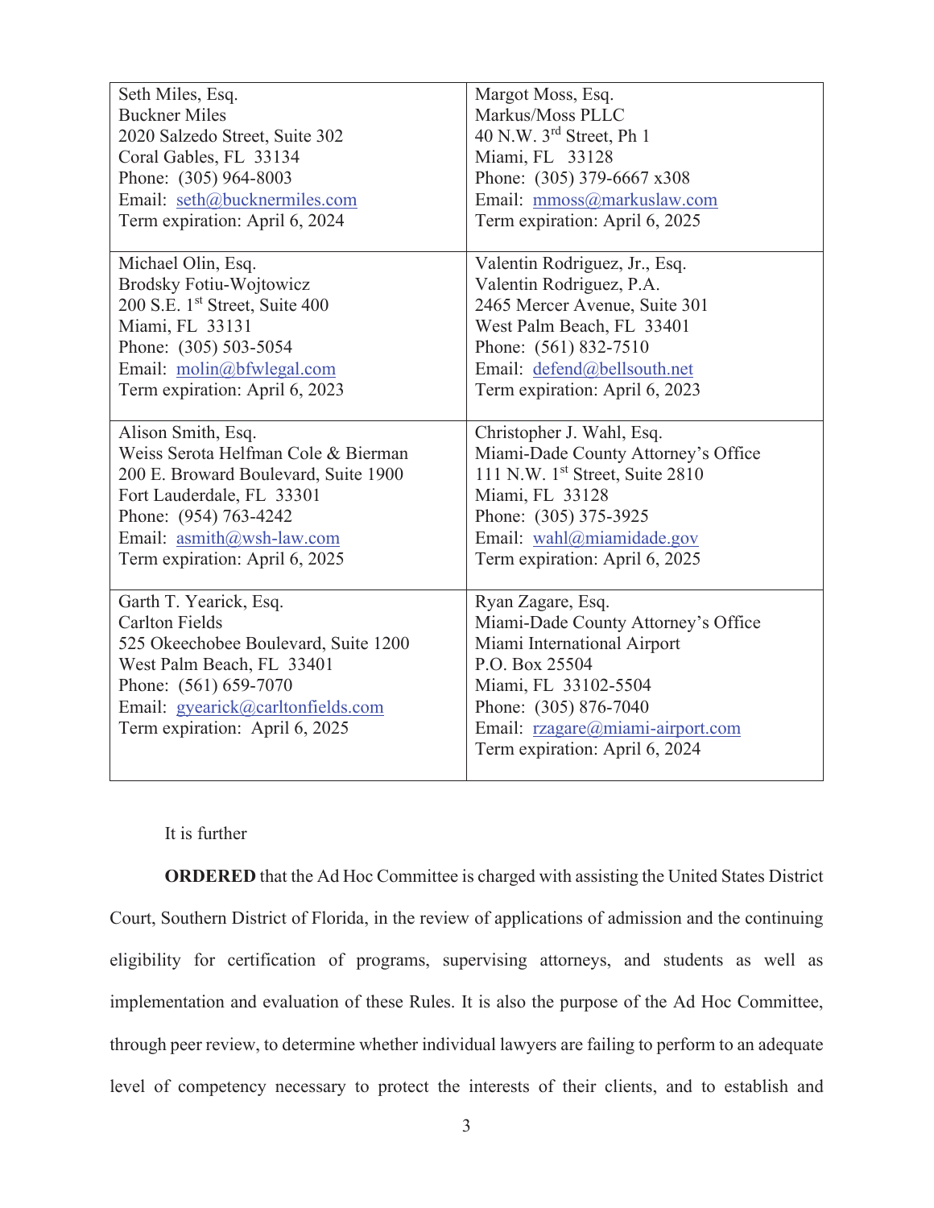| | |
|---|---|
| Seth Miles, Esq.<br>Buckner Miles<br>2020 Salzedo Street, Suite 302<br>Coral Gables, FL 33134<br>Phone: (305) 964-8003<br>Email: seth@bucknermiles.com<br>Term expiration: April 6, 2024 | Margot Moss, Esq.<br>Markus/Moss PLLC<br>40 N.W. 3rd Street, Ph 1<br>Miami, FL 33128<br>Phone: (305) 379-6667 x308<br>Email: mmoss@markuslaw.com<br>Term expiration: April 6, 2025 |
| Michael Olin, Esq.<br>Brodsky Fotiu-Wojtowicz<br>200 S.E. 1st Street, Suite 400<br>Miami, FL 33131<br>Phone: (305) 503-5054<br>Email: molin@bfwlegal.com<br>Term expiration: April 6, 2023 | Valentin Rodriguez, Jr., Esq.<br>Valentin Rodriguez, P.A.<br>2465 Mercer Avenue, Suite 301<br>West Palm Beach, FL 33401<br>Phone: (561) 832-7510<br>Email: defend@bellsouth.net<br>Term expiration: April 6, 2023 |
| Alison Smith, Esq.<br>Weiss Serota Helfman Cole & Bierman<br>200 E. Broward Boulevard, Suite 1900<br>Fort Lauderdale, FL 33301<br>Phone: (954) 763-4242<br>Email: asmith@wsh-law.com<br>Term expiration: April 6, 2025 | Christopher J. Wahl, Esq.<br>Miami-Dade County Attorney's Office<br>111 N.W. 1st Street, Suite 2810<br>Miami, FL 33128<br>Phone: (305) 375-3925<br>Email: wahl@miamidade.gov<br>Term expiration: April 6, 2025 |
| Garth T. Yearick, Esq.<br>Carlton Fields<br>525 Okeechobee Boulevard, Suite 1200<br>West Palm Beach, FL 33401<br>Phone: (561) 659-7070<br>Email: gyearick@carltonfields.com<br>Term expiration: April 6, 2025 | Ryan Zagare, Esq.<br>Miami-Dade County Attorney's Office<br>Miami International Airport<br>P.O. Box 25504<br>Miami, FL 33102-5504<br>Phone: (305) 876-7040<br>Email: rzagare@miami-airport.com<br>Term expiration: April 6, 2024 |

It is further

**ORDERED** that the Ad Hoc Committee is charged with assisting the United States District Court, Southern District of Florida, in the review of applications of admission and the continuing eligibility for certification of programs, supervising attorneys, and students as well as implementation and evaluation of these Rules. It is also the purpose of the Ad Hoc Committee, through peer review, to determine whether individual lawyers are failing to perform to an adequate level of competency necessary to protect the interests of their clients, and to establish and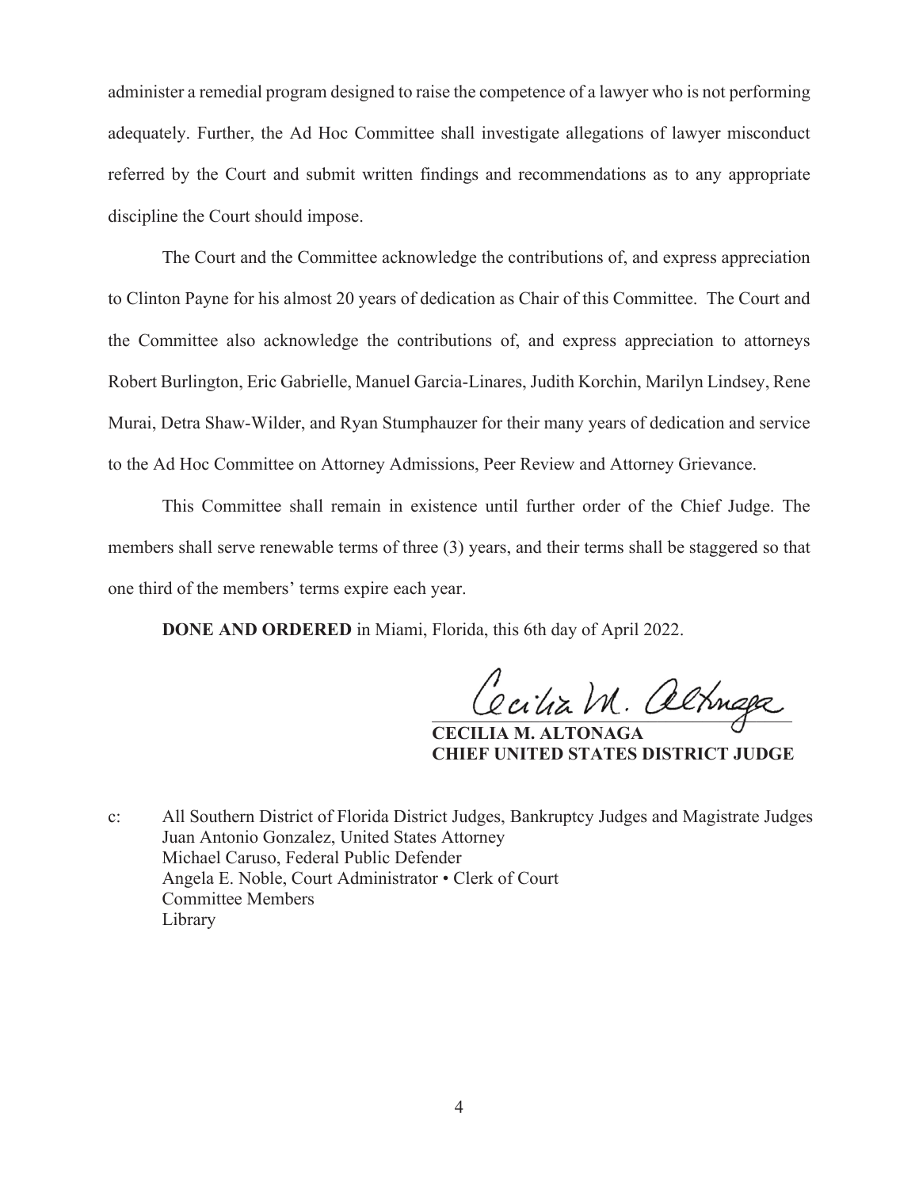administer a remedial program designed to raise the competence of a lawyer who is not performing adequately. Further, the Ad Hoc Committee shall investigate allegations of lawyer misconduct referred by the Court and submit written findings and recommendations as to any appropriate discipline the Court should impose.

The Court and the Committee acknowledge the contributions of, and express appreciation to Clinton Payne for his almost 20 years of dedication as Chair of this Committee. The Court and the Committee also acknowledge the contributions of, and express appreciation to attorneys Robert Burlington, Eric Gabrielle, Manuel Garcia-Linares, Judith Korchin, Marilyn Lindsey, Rene Murai, Detra Shaw-Wilder, and Ryan Stumphauzer for their many years of dedication and service to the Ad Hoc Committee on Attorney Admissions, Peer Review and Attorney Grievance.

This Committee shall remain in existence until further order of the Chief Judge. The members shall serve renewable terms of three (3) years, and their terms shall be staggered so that one third of the members' terms expire each year.

**DONE AND ORDERED** in Miami, Florida, this 6th day of April 2022.

Cecilia M. Altonaga

**CECILIA M. ALTONAGA**
**CHIEF UNITED STATES DISTRICT JUDGE**

c: All Southern District of Florida District Judges, Bankruptcy Judges and Magistrate Judges
Juan Antonio Gonzalez, United States Attorney
Michael Caruso, Federal Public Defender
Angela E. Noble, Court Administrator • Clerk of Court
Committee Members
Library